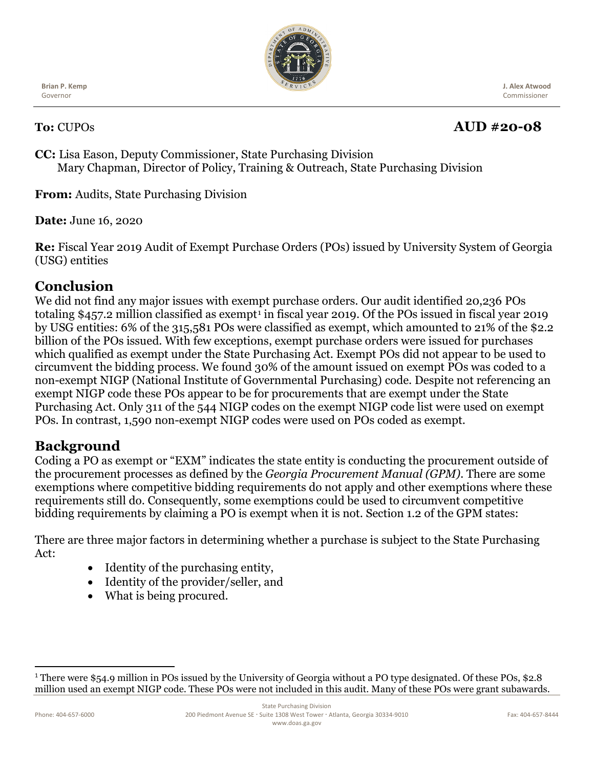Brian P. Kemp
Governor

J. Alex Atwood
Commissioner

**To:** CUPOs **AUD #20-08**

**CC:** Lisa Eason, Deputy Commissioner, State Purchasing Division
Mary Chapman, Director of Policy, Training & Outreach, State Purchasing Division

**From:** Audits, State Purchasing Division

**Date:** June 16, 2020

**Re:** Fiscal Year 2019 Audit of Exempt Purchase Orders (POs) issued by University System of Georgia (USG) entities

## Conclusion

We did not find any major issues with exempt purchase orders. Our audit identified 20,236 POs totaling $457.2 million classified as exempt[1] in fiscal year 2019. Of the POs issued in fiscal year 2019 by USG entities: 6% of the 315,581 POs were classified as exempt, which amounted to 21% of the $2.2 billion of the POs issued. With few exceptions, exempt purchase orders were issued for purchases which qualified as exempt under the State Purchasing Act. Exempt POs did not appear to be used to circumvent the bidding process. We found 30% of the amount issued on exempt POs was coded to a non-exempt NIGP (National Institute of Governmental Purchasing) code. Despite not referencing an exempt NIGP code these POs appear to be for procurements that are exempt under the State Purchasing Act. Only 311 of the 544 NIGP codes on the exempt NIGP code list were used on exempt POs. In contrast, 1,590 non-exempt NIGP codes were used on POs coded as exempt.

## Background

Coding a PO as exempt or "EXM" indicates the state entity is conducting the procurement outside of the procurement processes as defined by the *Georgia Procurement Manual (GPM)*. There are some exemptions where competitive bidding requirements do not apply and other exemptions where these requirements still do. Consequently, some exemptions could be used to circumvent competitive bidding requirements by claiming a PO is exempt when it is not. Section 1.2 of the GPM states:

There are three major factors in determining whether a purchase is subject to the State Purchasing Act:

- Identity of the purchasing entity,
- Identity of the provider/seller, and
- What is being procured.

[1] There were $54.9 million in POs issued by the University of Georgia without a PO type designated. Of these POs, $2.8 million used an exempt NIGP code. These POs were not included in this audit. Many of these POs were grant subawards.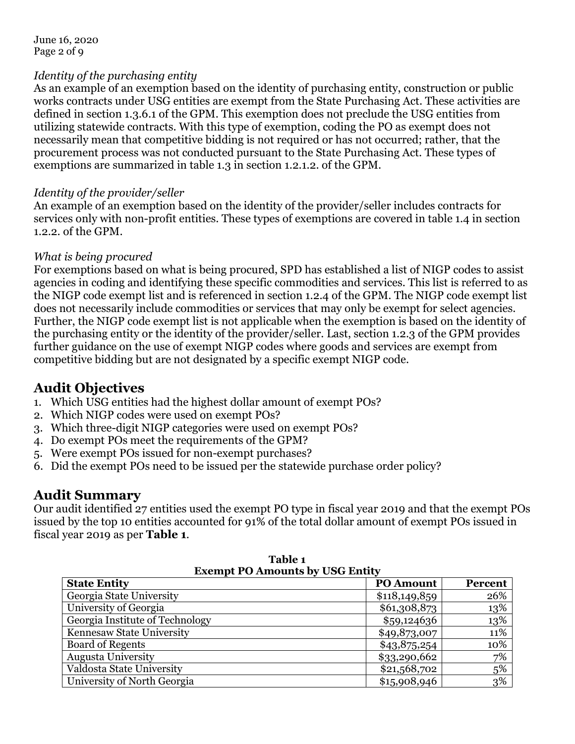*Identity of the purchasing entity*
As an example of an exemption based on the identity of purchasing entity, construction or public works contracts under USG entities are exempt from the State Purchasing Act. These activities are defined in section 1.3.6.1 of the GPM. This exemption does not preclude the USG entities from utilizing statewide contracts. With this type of exemption, coding the PO as exempt does not necessarily mean that competitive bidding is not required or has not occurred; rather, that the procurement process was not conducted pursuant to the State Purchasing Act. These types of exemptions are summarized in table 1.3 in section 1.2.1.2. of the GPM.

*Identity of the provider/seller*
An example of an exemption based on the identity of the provider/seller includes contracts for services only with non-profit entities. These types of exemptions are covered in table 1.4 in section 1.2.2. of the GPM.

*What is being procured*
For exemptions based on what is being procured, SPD has established a list of NIGP codes to assist agencies in coding and identifying these specific commodities and services. This list is referred to as the NIGP code exempt list and is referenced in section 1.2.4 of the GPM. The NIGP code exempt list does not necessarily include commodities or services that may only be exempt for select agencies. Further, the NIGP code exempt list is not applicable when the exemption is based on the identity of the purchasing entity or the identity of the provider/seller. Last, section 1.2.3 of the GPM provides further guidance on the use of exempt NIGP codes where goods and services are exempt from competitive bidding but are not designated by a specific exempt NIGP code.

## Audit Objectives

1. Which USG entities had the highest dollar amount of exempt POs?
2. Which NIGP codes were used on exempt POs?
3. Which three-digit NIGP categories were used on exempt POs?
4. Do exempt POs meet the requirements of the GPM?
5. Were exempt POs issued for non-exempt purchases?
6. Did the exempt POs need to be issued per the statewide purchase order policy?

## Audit Summary

Our audit identified 27 entities used the exempt PO type in fiscal year 2019 and that the exempt POs issued by the top 10 entities accounted for 91% of the total dollar amount of exempt POs issued in fiscal year 2019 as per **Table 1**.

**Table 1**
**Exempt PO Amounts by USG Entity**

| State Entity | PO Amount | Percent |
|---|---|---|
| Georgia State University | $118,149,859 | 26% |
| University of Georgia | $61,308,873 | 13% |
| Georgia Institute of Technology | $59,124636 | 13% |
| Kennesaw State University | $49,873,007 | 11% |
| Board of Regents | $43,875,254 | 10% |
| Augusta University | $33,290,662 | 7% |
| Valdosta State University | $21,568,702 | 5% |
| University of North Georgia | $15,908,946 | 3% |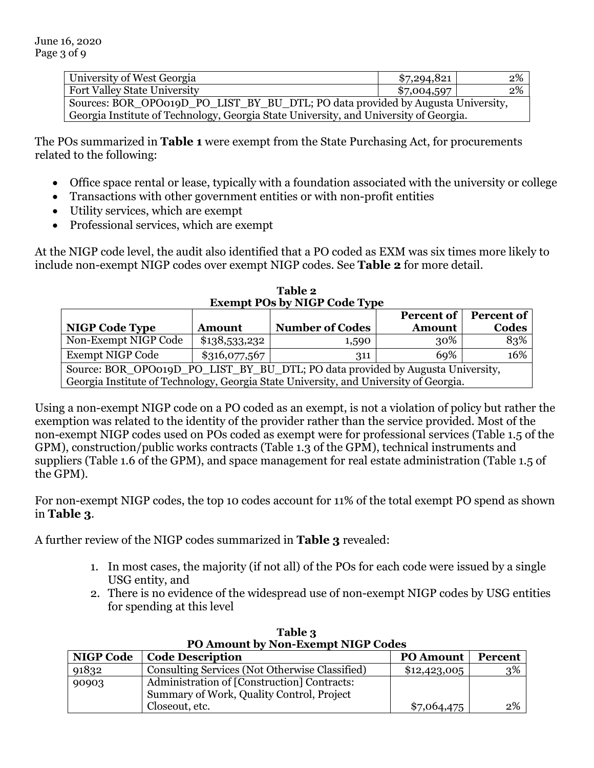| University of West Georgia | $7,294,821 | 2% |
|---|---|---|
| Fort Valley State University | $7,004,597 | 2% |
| Sources: BOR_OPO019D_PO_LIST_BY_BU_DTL; PO data provided by Augusta University, Georgia Institute of Technology, Georgia State University, and University of Georgia. | | |

The POs summarized in **Table 1** were exempt from the State Purchasing Act, for procurements related to the following:

- Office space rental or lease, typically with a foundation associated with the university or college
- Transactions with other government entities or with non-profit entities
- Utility services, which are exempt
- Professional services, which are exempt

At the NIGP code level, the audit also identified that a PO coded as EXM was six times more likely to include non-exempt NIGP codes over exempt NIGP codes. See **Table 2** for more detail.

**Table 2**
**Exempt POs by NIGP Code Type**

| NIGP Code Type | Amount | Number of Codes | Percent of Amount | Percent of Codes |
|---|---|---|---|---|
| Non-Exempt NIGP Code | $138,533,232 | 1,590 | 30% | 83% |
| Exempt NIGP Code | $316,077,567 | 311 | 69% | 16% |
| Source: BOR_OPO019D_PO_LIST_BY_BU_DTL; PO data provided by Augusta University, Georgia Institute of Technology, Georgia State University, and University of Georgia. | | | | |

Using a non-exempt NIGP code on a PO coded as an exempt, is not a violation of policy but rather the exemption was related to the identity of the provider rather than the service provided. Most of the non-exempt NIGP codes used on POs coded as exempt were for professional services (Table 1.5 of the GPM), construction/public works contracts (Table 1.3 of the GPM), technical instruments and suppliers (Table 1.6 of the GPM), and space management for real estate administration (Table 1.5 of the GPM).

For non-exempt NIGP codes, the top 10 codes account for 11% of the total exempt PO spend as shown in **Table 3**.

A further review of the NIGP codes summarized in **Table 3** revealed:

1. In most cases, the majority (if not all) of the POs for each code were issued by a single USG entity, and
2. There is no evidence of the widespread use of non-exempt NIGP codes by USG entities for spending at this level

**Table 3**
**PO Amount by Non-Exempt NIGP Codes**

| NIGP Code | Code Description | PO Amount | Percent |
|---|---|---|---|
| 91832 | Consulting Services (Not Otherwise Classified) | $12,423,005 | 3% |
| 90903 | Administration of [Construction] Contracts: Summary of Work, Quality Control, Project Closeout, etc. | $7,064,475 | 2% |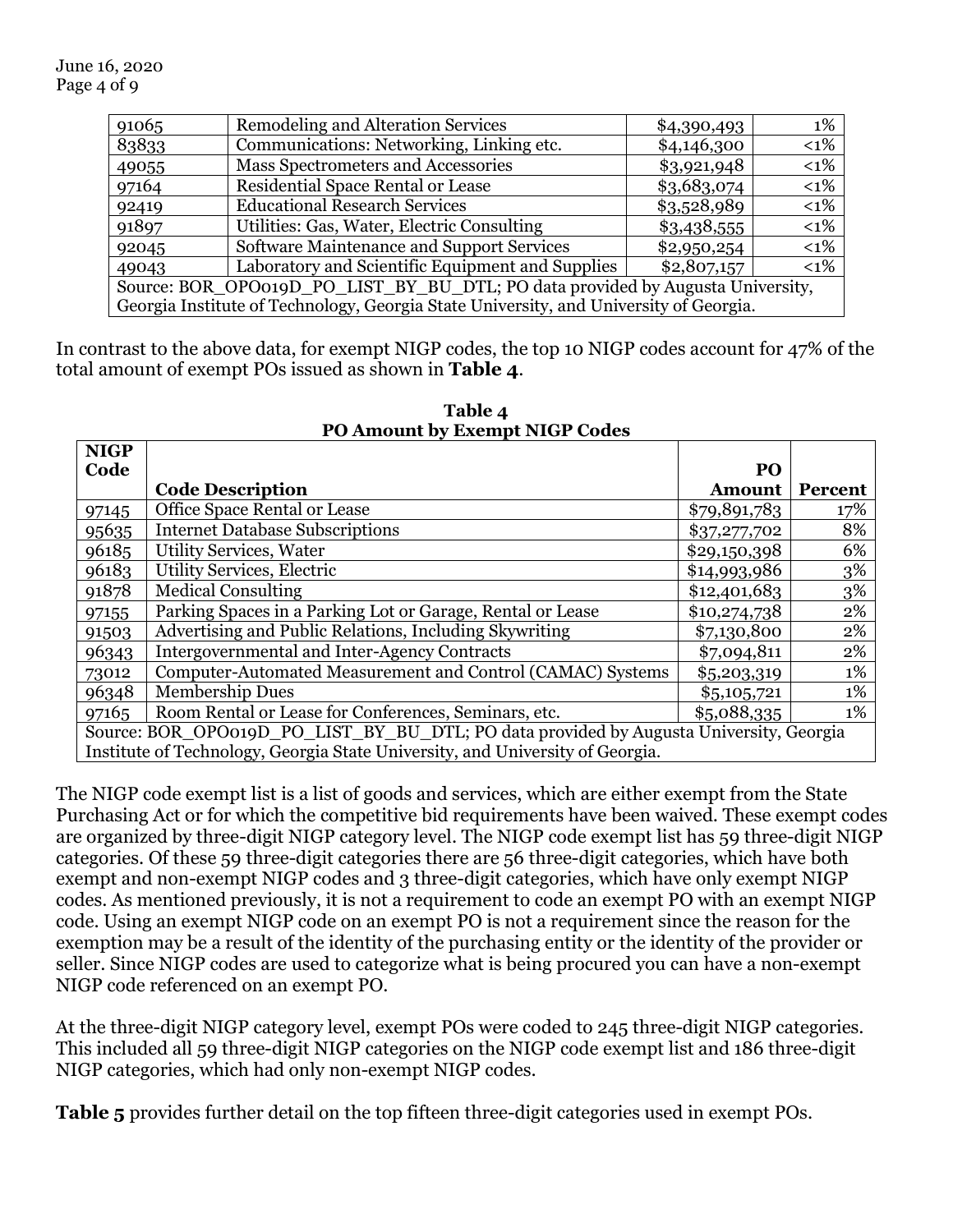| | | | |
|---|---|---|---|
| 91065 | Remodeling and Alteration Services | $4,390,493 | 1% |
| 83833 | Communications: Networking, Linking etc. | $4,146,300 | <1% |
| 49055 | Mass Spectrometers and Accessories | $3,921,948 | <1% |
| 97164 | Residential Space Rental or Lease | $3,683,074 | <1% |
| 92419 | Educational Research Services | $3,528,989 | <1% |
| 91897 | Utilities: Gas, Water, Electric Consulting | $3,438,555 | <1% |
| 92045 | Software Maintenance and Support Services | $2,950,254 | <1% |
| 49043 | Laboratory and Scientific Equipment and Supplies | $2,807,157 | <1% |
| Source: BOR_OPO019D_PO_LIST_BY_BU_DTL; PO data provided by Augusta University, Georgia Institute of Technology, Georgia State University, and University of Georgia. | | | |

In contrast to the above data, for exempt NIGP codes, the top 10 NIGP codes account for 47% of the total amount of exempt POs issued as shown in **Table 4**.

**Table 4**
**PO Amount by Exempt NIGP Codes**

| NIGP Code | Code Description | PO Amount | Percent |
|---|---|---|---|
| 97145 | Office Space Rental or Lease | $79,891,783 | 17% |
| 95635 | Internet Database Subscriptions | $37,277,702 | 8% |
| 96185 | Utility Services, Water | $29,150,398 | 6% |
| 96183 | Utility Services, Electric | $14,993,986 | 3% |
| 91878 | Medical Consulting | $12,401,683 | 3% |
| 97155 | Parking Spaces in a Parking Lot or Garage, Rental or Lease | $10,274,738 | 2% |
| 91503 | Advertising and Public Relations, Including Skywriting | $7,130,800 | 2% |
| 96343 | Intergovernmental and Inter-Agency Contracts | $7,094,811 | 2% |
| 73012 | Computer-Automated Measurement and Control (CAMAC) Systems | $5,203,319 | 1% |
| 96348 | Membership Dues | $5,105,721 | 1% |
| 97165 | Room Rental or Lease for Conferences, Seminars, etc. | $5,088,335 | 1% |
| Source: BOR_OPO019D_PO_LIST_BY_BU_DTL; PO data provided by Augusta University, Georgia Institute of Technology, Georgia State University, and University of Georgia. | | | |

The NIGP code exempt list is a list of goods and services, which are either exempt from the State Purchasing Act or for which the competitive bid requirements have been waived. These exempt codes are organized by three-digit NIGP category level. The NIGP code exempt list has 59 three-digit NIGP categories. Of these 59 three-digit categories there are 56 three-digit categories, which have both exempt and non-exempt NIGP codes and 3 three-digit categories, which have only exempt NIGP codes. As mentioned previously, it is not a requirement to code an exempt PO with an exempt NIGP code. Using an exempt NIGP code on an exempt PO is not a requirement since the reason for the exemption may be a result of the identity of the purchasing entity or the identity of the provider or seller. Since NIGP codes are used to categorize what is being procured you can have a non-exempt NIGP code referenced on an exempt PO.

At the three-digit NIGP category level, exempt POs were coded to 245 three-digit NIGP categories. This included all 59 three-digit NIGP categories on the NIGP code exempt list and 186 three-digit NIGP categories, which had only non-exempt NIGP codes.

**Table 5** provides further detail on the top fifteen three-digit categories used in exempt POs.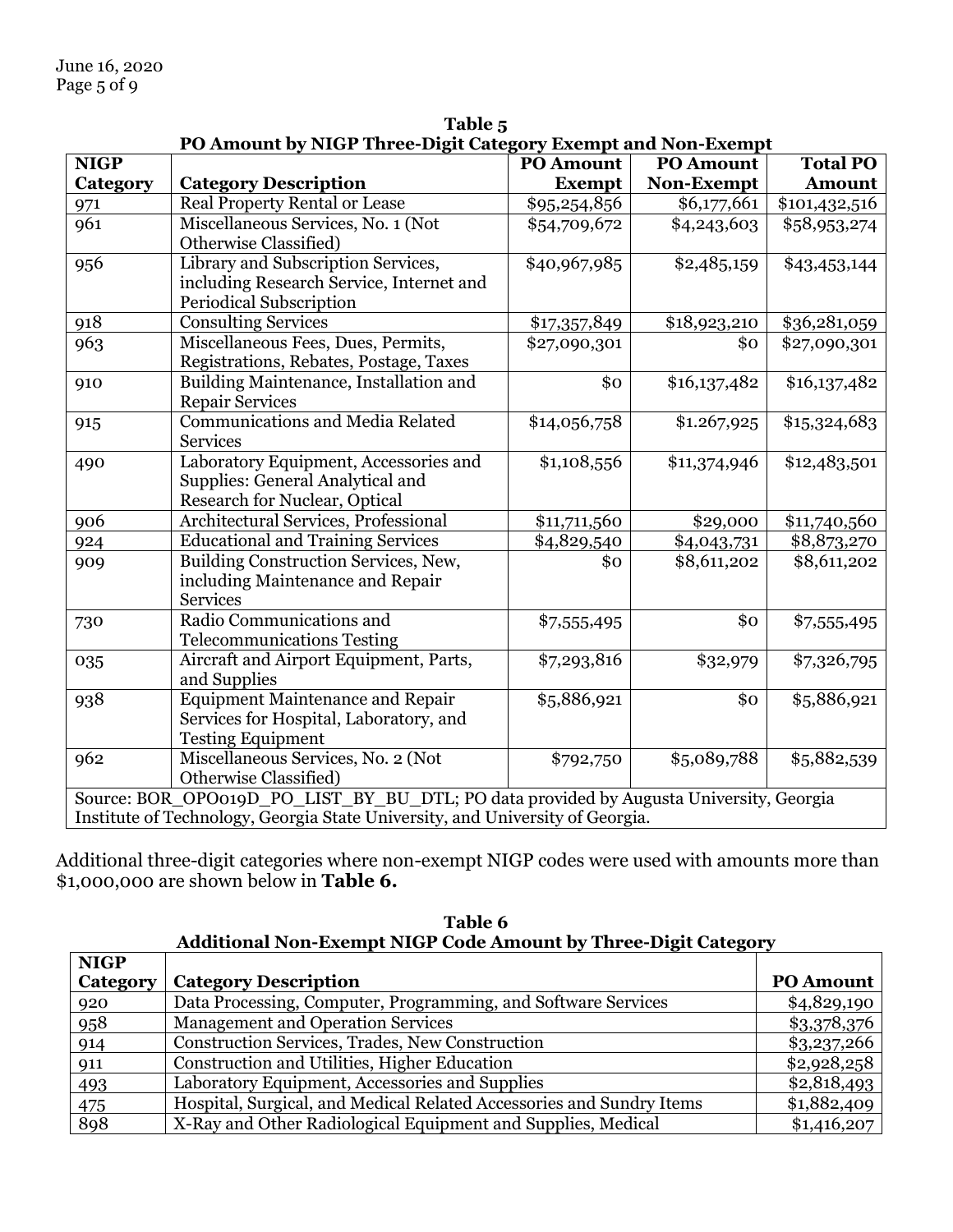**Table 5**
**PO Amount by NIGP Three-Digit Category Exempt and Non-Exempt**

| NIGP Category | Category Description | PO Amount Exempt | PO Amount Non-Exempt | Total PO Amount |
|---|---|---|---|---|
| 971 | Real Property Rental or Lease | $95,254,856 | $6,177,661 | $101,432,516 |
| 961 | Miscellaneous Services, No. 1 (Not Otherwise Classified) | $54,709,672 | $4,243,603 | $58,953,274 |
| 956 | Library and Subscription Services, including Research Service, Internet and Periodical Subscription | $40,967,985 | $2,485,159 | $43,453,144 |
| 918 | Consulting Services | $17,357,849 | $18,923,210 | $36,281,059 |
| 963 | Miscellaneous Fees, Dues, Permits, Registrations, Rebates, Postage, Taxes | $27,090,301 | $0 | $27,090,301 |
| 910 | Building Maintenance, Installation and Repair Services | $0 | $16,137,482 | $16,137,482 |
| 915 | Communications and Media Related Services | $14,056,758 | $1.267,925 | $15,324,683 |
| 490 | Laboratory Equipment, Accessories and Supplies: General Analytical and Research for Nuclear, Optical | $1,108,556 | $11,374,946 | $12,483,501 |
| 906 | Architectural Services, Professional | $11,711,560 | $29,000 | $11,740,560 |
| 924 | Educational and Training Services | $4,829,540 | $4,043,731 | $8,873,270 |
| 909 | Building Construction Services, New, including Maintenance and Repair Services | $0 | $8,611,202 | $8,611,202 |
| 730 | Radio Communications and Telecommunications Testing | $7,555,495 | $0 | $7,555,495 |
| 035 | Aircraft and Airport Equipment, Parts, and Supplies | $7,293,816 | $32,979 | $7,326,795 |
| 938 | Equipment Maintenance and Repair Services for Hospital, Laboratory, and Testing Equipment | $5,886,921 | $0 | $5,886,921 |
| 962 | Miscellaneous Services, No. 2 (Not Otherwise Classified) | $792,750 | $5,089,788 | $5,882,539 |

Source: BOR_OPO019D_PO_LIST_BY_BU_DTL; PO data provided by Augusta University, Georgia Institute of Technology, Georgia State University, and University of Georgia.

Additional three-digit categories where non-exempt NIGP codes were used with amounts more than $1,000,000 are shown below in **Table 6.**

**Table 6**
**Additional Non-Exempt NIGP Code Amount by Three-Digit Category**

| NIGP Category | Category Description | PO Amount |
|---|---|---|
| 920 | Data Processing, Computer, Programming, and Software Services | $4,829,190 |
| 958 | Management and Operation Services | $3,378,376 |
| 914 | Construction Services, Trades, New Construction | $3,237,266 |
| 911 | Construction and Utilities, Higher Education | $2,928,258 |
| 493 | Laboratory Equipment, Accessories and Supplies | $2,818,493 |
| 475 | Hospital, Surgical, and Medical Related Accessories and Sundry Items | $1,882,409 |
| 898 | X-Ray and Other Radiological Equipment and Supplies, Medical | $1,416,207 |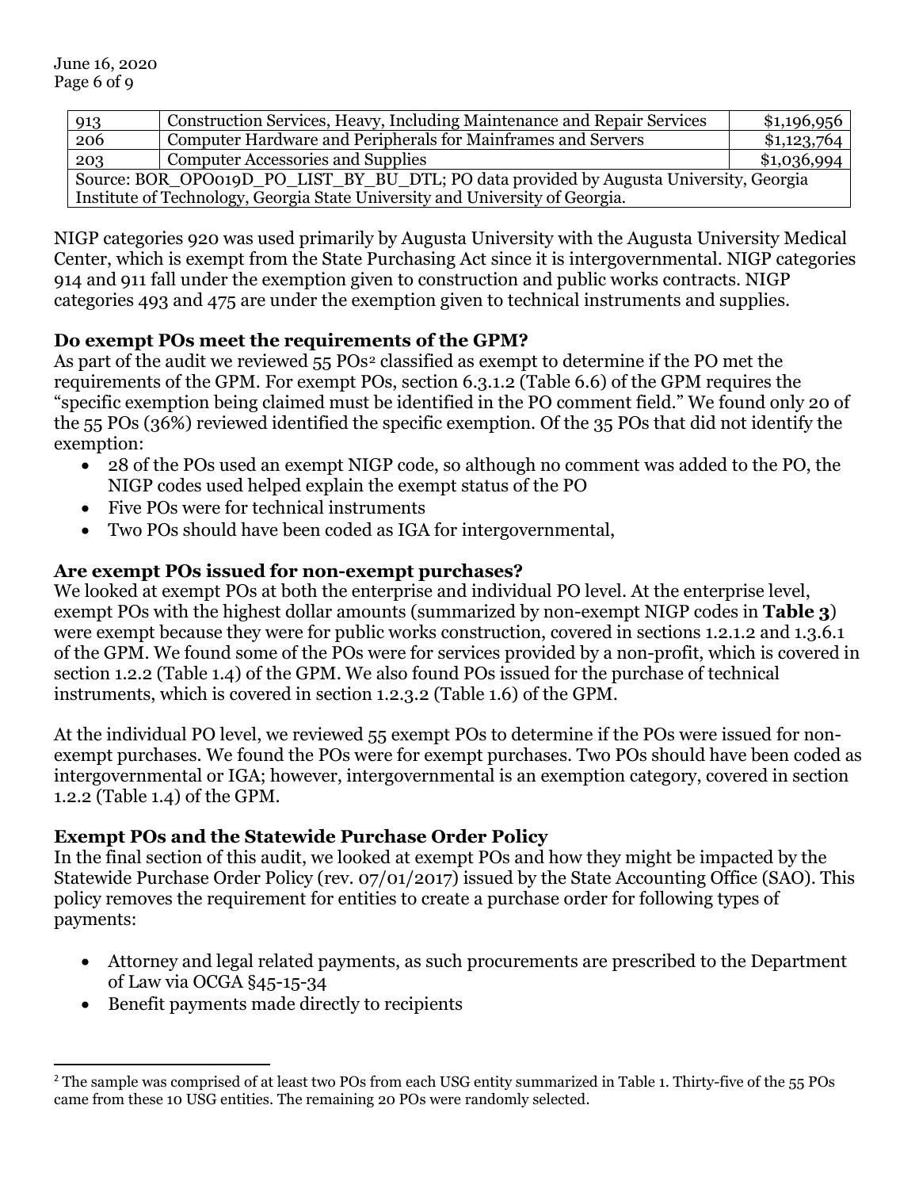| 913 | Construction Services, Heavy, Including Maintenance and Repair Services | $1,196,956 |
|---|---|---|
| 206 | Computer Hardware and Peripherals for Mainframes and Servers | $1,123,764 |
| 203 | Computer Accessories and Supplies | $1,036,994 |
| Source: BOR_OPO019D_PO_LIST_BY_BU_DTL; PO data provided by Augusta University, Georgia Institute of Technology, Georgia State University and University of Georgia. | | |

NIGP categories 920 was used primarily by Augusta University with the Augusta University Medical Center, which is exempt from the State Purchasing Act since it is intergovernmental. NIGP categories 914 and 911 fall under the exemption given to construction and public works contracts. NIGP categories 493 and 475 are under the exemption given to technical instruments and supplies.

**Do exempt POs meet the requirements of the GPM?**

As part of the audit we reviewed 55 POs[2] classified as exempt to determine if the PO met the requirements of the GPM. For exempt POs, section 6.3.1.2 (Table 6.6) of the GPM requires the "specific exemption being claimed must be identified in the PO comment field." We found only 20 of the 55 POs (36%) reviewed identified the specific exemption. Of the 35 POs that did not identify the exemption:

- 28 of the POs used an exempt NIGP code, so although no comment was added to the PO, the NIGP codes used helped explain the exempt status of the PO
- Five POs were for technical instruments
- Two POs should have been coded as IGA for intergovernmental,

**Are exempt POs issued for non-exempt purchases?**

We looked at exempt POs at both the enterprise and individual PO level. At the enterprise level, exempt POs with the highest dollar amounts (summarized by non-exempt NIGP codes in **Table 3**) were exempt because they were for public works construction, covered in sections 1.2.1.2 and 1.3.6.1 of the GPM. We found some of the POs were for services provided by a non-profit, which is covered in section 1.2.2 (Table 1.4) of the GPM. We also found POs issued for the purchase of technical instruments, which is covered in section 1.2.3.2 (Table 1.6) of the GPM.

At the individual PO level, we reviewed 55 exempt POs to determine if the POs were issued for non-exempt purchases. We found the POs were for exempt purchases. Two POs should have been coded as intergovernmental or IGA; however, intergovernmental is an exemption category, covered in section 1.2.2 (Table 1.4) of the GPM.

**Exempt POs and the Statewide Purchase Order Policy**

In the final section of this audit, we looked at exempt POs and how they might be impacted by the Statewide Purchase Order Policy (rev. 07/01/2017) issued by the State Accounting Office (SAO). This policy removes the requirement for entities to create a purchase order for following types of payments:

- Attorney and legal related payments, as such procurements are prescribed to the Department of Law via OCGA §45-15-34
- Benefit payments made directly to recipients

[2] The sample was comprised of at least two POs from each USG entity summarized in Table 1. Thirty-five of the 55 POs came from these 10 USG entities. The remaining 20 POs were randomly selected.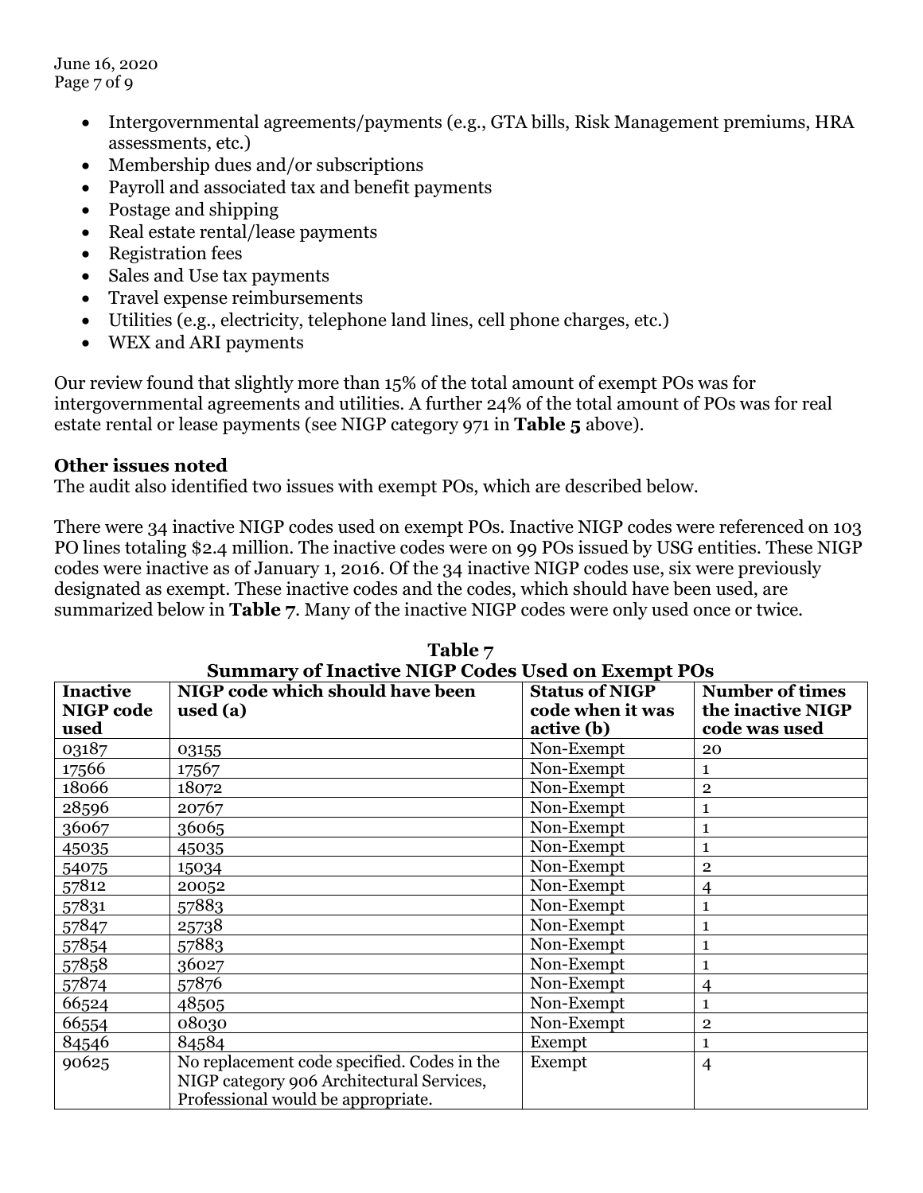- Intergovernmental agreements/payments (e.g., GTA bills, Risk Management premiums, HRA assessments, etc.)
- Membership dues and/or subscriptions
- Payroll and associated tax and benefit payments
- Postage and shipping
- Real estate rental/lease payments
- Registration fees
- Sales and Use tax payments
- Travel expense reimbursements
- Utilities (e.g., electricity, telephone land lines, cell phone charges, etc.)
- WEX and ARI payments

Our review found that slightly more than 15% of the total amount of exempt POs was for intergovernmental agreements and utilities. A further 24% of the total amount of POs was for real estate rental or lease payments (see NIGP category 971 in **Table 5** above).

**Other issues noted**

The audit also identified two issues with exempt POs, which are described below.

There were 34 inactive NIGP codes used on exempt POs. Inactive NIGP codes were referenced on 103 PO lines totaling $2.4 million. The inactive codes were on 99 POs issued by USG entities. These NIGP codes were inactive as of January 1, 2016. Of the 34 inactive NIGP codes use, six were previously designated as exempt. These inactive codes and the codes, which should have been used, are summarized below in **Table 7**. Many of the inactive NIGP codes were only used once or twice.

**Table 7**
**Summary of Inactive NIGP Codes Used on Exempt POs**

| Inactive NIGP code used | NIGP code which should have been used (a) | Status of NIGP code when it was active (b) | Number of times the inactive NIGP code was used |
|---|---|---|---|
| 03187 | 03155 | Non-Exempt | 20 |
| 17566 | 17567 | Non-Exempt | 1 |
| 18066 | 18072 | Non-Exempt | 2 |
| 28596 | 20767 | Non-Exempt | 1 |
| 36067 | 36065 | Non-Exempt | 1 |
| 45035 | 45035 | Non-Exempt | 1 |
| 54075 | 15034 | Non-Exempt | 2 |
| 57812 | 20052 | Non-Exempt | 4 |
| 57831 | 57883 | Non-Exempt | 1 |
| 57847 | 25738 | Non-Exempt | 1 |
| 57854 | 57883 | Non-Exempt | 1 |
| 57858 | 36027 | Non-Exempt | 1 |
| 57874 | 57876 | Non-Exempt | 4 |
| 66524 | 48505 | Non-Exempt | 1 |
| 66554 | 08030 | Non-Exempt | 2 |
| 84546 | 84584 | Exempt | 1 |
| 90625 | No replacement code specified. Codes in the NIGP category 906 Architectural Services, Professional would be appropriate. | Exempt | 4 |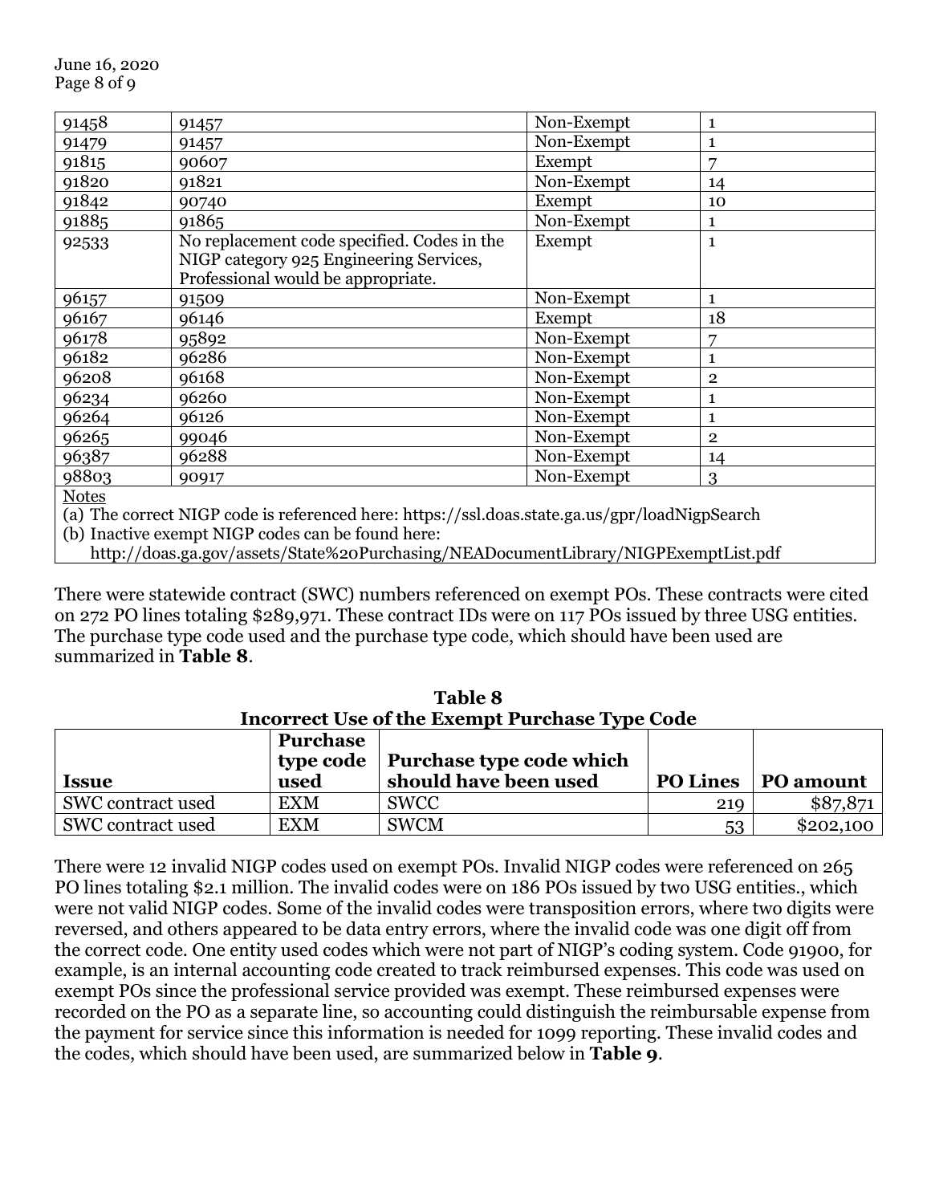| | | | |
|---|---|---|---|
| 91458 | 91457 | Non-Exempt | 1 |
| 91479 | 91457 | Non-Exempt | 1 |
| 91815 | 90607 | Exempt | 7 |
| 91820 | 91821 | Non-Exempt | 14 |
| 91842 | 90740 | Exempt | 10 |
| 91885 | 91865 | Non-Exempt | 1 |
| 92533 | No replacement code specified. Codes in the NIGP category 925 Engineering Services, Professional would be appropriate. | Exempt | 1 |
| 96157 | 91509 | Non-Exempt | 1 |
| 96167 | 96146 | Exempt | 18 |
| 96178 | 95892 | Non-Exempt | 7 |
| 96182 | 96286 | Non-Exempt | 1 |
| 96208 | 96168 | Non-Exempt | 2 |
| 96234 | 96260 | Non-Exempt | 1 |
| 96264 | 96126 | Non-Exempt | 1 |
| 96265 | 99046 | Non-Exempt | 2 |
| 96387 | 96288 | Non-Exempt | 14 |
| 98803 | 90917 | Non-Exempt | 3 |

Notes

(a) The correct NIGP code is referenced here: https://ssl.doas.state.ga.us/gpr/loadNigpSearch

(b) Inactive exempt NIGP codes can be found here: http://doas.ga.gov/assets/State%20Purchasing/NEADocumentLibrary/NIGPExemptList.pdf

There were statewide contract (SWC) numbers referenced on exempt POs. These contracts were cited on 272 PO lines totaling $289,971. These contract IDs were on 117 POs issued by three USG entities. The purchase type code used and the purchase type code, which should have been used are summarized in **Table 8**.

**Table 8**
**Incorrect Use of the Exempt Purchase Type Code**

| Issue | Purchase type code used | Purchase type code which should have been used | PO Lines | PO amount |
|---|---|---|---|---|
| SWC contract used | EXM | SWCC | 219 | $87,871 |
| SWC contract used | EXM | SWCM | 53 | $202,100 |

There were 12 invalid NIGP codes used on exempt POs. Invalid NIGP codes were referenced on 265 PO lines totaling $2.1 million. The invalid codes were on 186 POs issued by two USG entities., which were not valid NIGP codes. Some of the invalid codes were transposition errors, where two digits were reversed, and others appeared to be data entry errors, where the invalid code was one digit off from the correct code. One entity used codes which were not part of NIGP's coding system. Code 91900, for example, is an internal accounting code created to track reimbursed expenses. This code was used on exempt POs since the professional service provided was exempt. These reimbursed expenses were recorded on the PO as a separate line, so accounting could distinguish the reimbursable expense from the payment for service since this information is needed for 1099 reporting. These invalid codes and the codes, which should have been used, are summarized below in **Table 9**.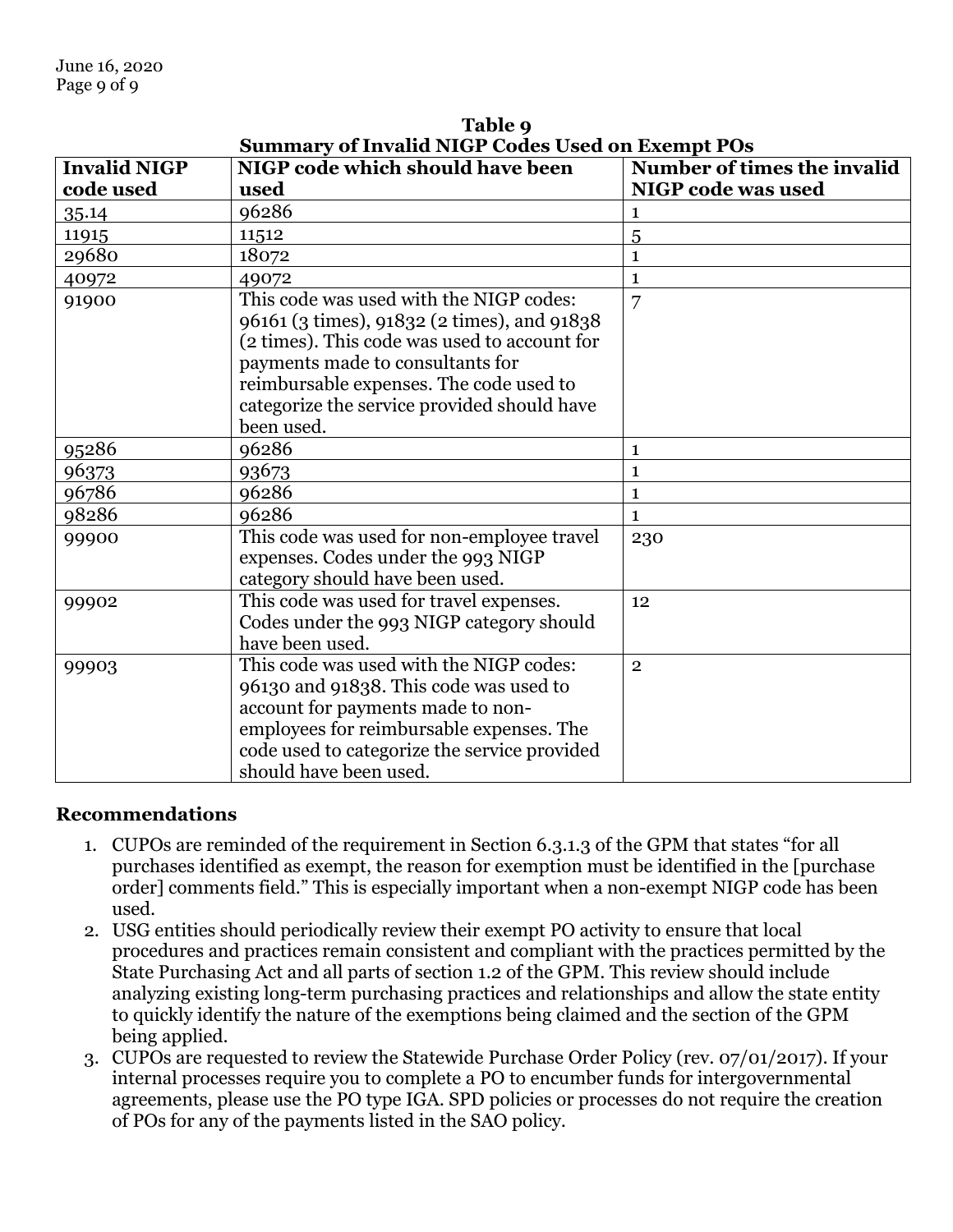**Table 9**
**Summary of Invalid NIGP Codes Used on Exempt POs**

| Invalid NIGP code used | NIGP code which should have been used | Number of times the invalid NIGP code was used |
|---|---|---|
| 35.14 | 96286 | 1 |
| 11915 | 11512 | 5 |
| 29680 | 18072 | 1 |
| 40972 | 49072 | 1 |
| 91900 | This code was used with the NIGP codes: 96161 (3 times), 91832 (2 times), and 91838 (2 times). This code was used to account for payments made to consultants for reimbursable expenses. The code used to categorize the service provided should have been used. | 7 |
| 95286 | 96286 | 1 |
| 96373 | 93673 | 1 |
| 96786 | 96286 | 1 |
| 98286 | 96286 | 1 |
| 99900 | This code was used for non-employee travel expenses. Codes under the 993 NIGP category should have been used. | 230 |
| 99902 | This code was used for travel expenses. Codes under the 993 NIGP category should have been used. | 12 |
| 99903 | This code was used with the NIGP codes: 96130 and 91838. This code was used to account for payments made to non-employees for reimbursable expenses. The code used to categorize the service provided should have been used. | 2 |

### Recommendations

1. CUPOs are reminded of the requirement in Section 6.3.1.3 of the GPM that states "for all purchases identified as exempt, the reason for exemption must be identified in the [purchase order] comments field." This is especially important when a non-exempt NIGP code has been used.
2. USG entities should periodically review their exempt PO activity to ensure that local procedures and practices remain consistent and compliant with the practices permitted by the State Purchasing Act and all parts of section 1.2 of the GPM. This review should include analyzing existing long-term purchasing practices and relationships and allow the state entity to quickly identify the nature of the exemptions being claimed and the section of the GPM being applied.
3. CUPOs are requested to review the Statewide Purchase Order Policy (rev. 07/01/2017). If your internal processes require you to complete a PO to encumber funds for intergovernmental agreements, please use the PO type IGA. SPD policies or processes do not require the creation of POs for any of the payments listed in the SAO policy.